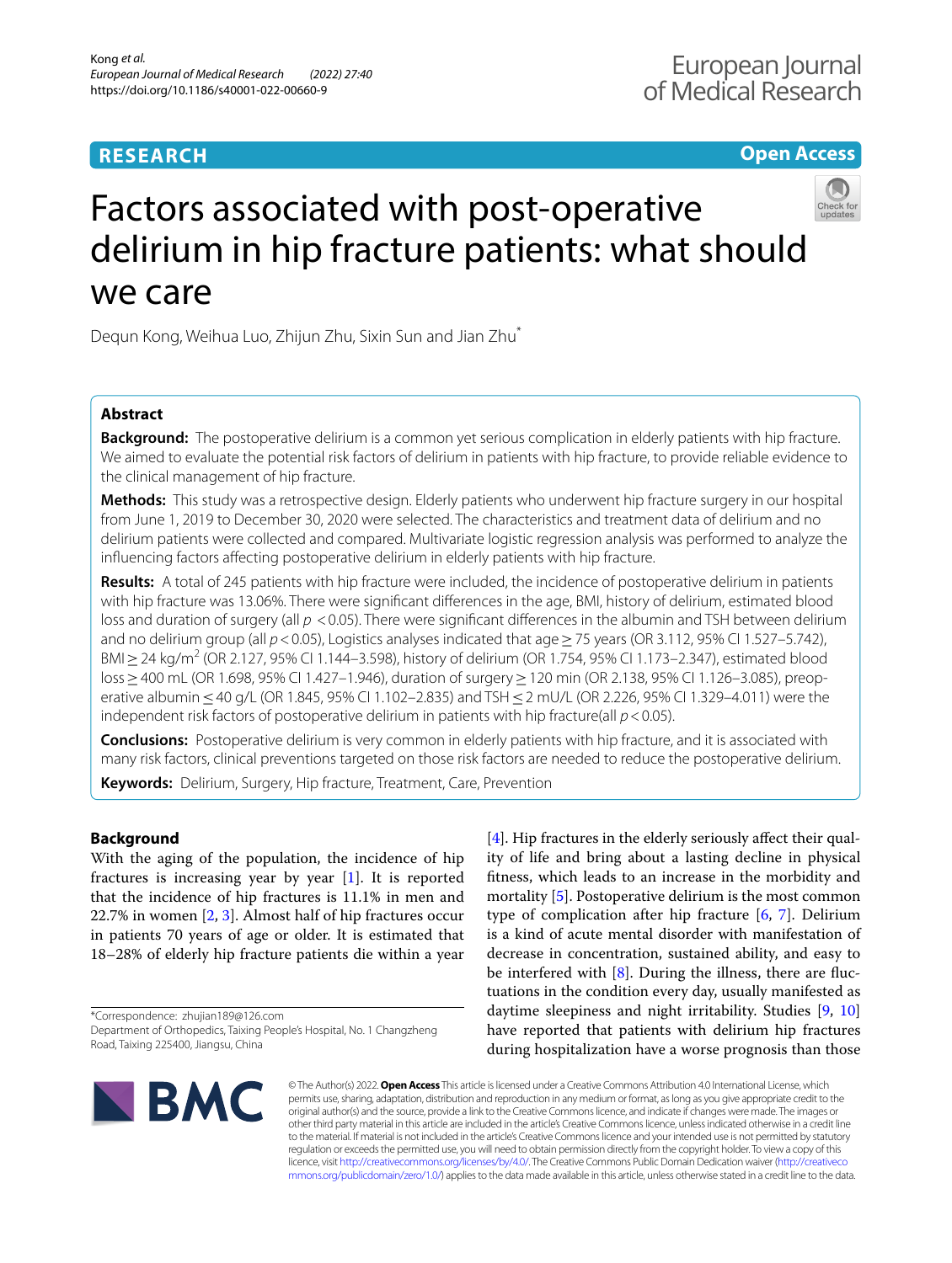RESEARCH

Open Access

# Factors associated with post-operative delirium in hip fracture patients: what should we care

Dequn Kong, Weihua Luo, Zhijun Zhu, Sixin Sun and Jian Zhu*

## Abstract

**Background:** The postoperative delirium is a common yet serious complication in elderly patients with hip fracture. We aimed to evaluate the potential risk factors of delirium in patients with hip fracture, to provide reliable evidence to the clinical management of hip fracture.

**Methods:** This study was a retrospective design. Elderly patients who underwent hip fracture surgery in our hospital from June 1, 2019 to December 30, 2020 were selected. The characteristics and treatment data of delirium and no delirium patients were collected and compared. Multivariate logistic regression analysis was performed to analyze the influencing factors affecting postoperative delirium in elderly patients with hip fracture.

**Results:** A total of 245 patients with hip fracture were included, the incidence of postoperative delirium in patients with hip fracture was 13.06%. There were significant differences in the age, BMI, history of delirium, estimated blood loss and duration of surgery (all $p < 0.05$). There were significant differences in the albumin and TSH between delirium and no delirium group (all $p < 0.05$), Logistics analyses indicated that age ≥ 75 years (OR 3.112, 95% CI 1.527–5.742), BMI ≥ 24 kg/m$^2$ (OR 2.127, 95% CI 1.144–3.598), history of delirium (OR 1.754, 95% CI 1.173–2.347), estimated blood loss ≥ 400 mL (OR 1.698, 95% CI 1.427–1.946), duration of surgery ≥ 120 min (OR 2.138, 95% CI 1.126–3.085), preoperative albumin ≤ 40 g/L (OR 1.845, 95% CI 1.102–2.835) and TSH ≤ 2 mU/L (OR 2.226, 95% CI 1.329–4.011) were the independent risk factors of postoperative delirium in patients with hip fracture(all $p < 0.05$).

**Conclusions:** Postoperative delirium is very common in elderly patients with hip fracture, and it is associated with many risk factors, clinical preventions targeted on those risk factors are needed to reduce the postoperative delirium.

**Keywords:** Delirium, Surgery, Hip fracture, Treatment, Care, Prevention

## Background

With the aging of the population, the incidence of hip fractures is increasing year by year [1]. It is reported that the incidence of hip fractures is 11.1% in men and 22.7% in women [2, 3]. Almost half of hip fractures occur in patients 70 years of age or older. It is estimated that 18–28% of elderly hip fracture patients die within a year [4]. Hip fractures in the elderly seriously affect their quality of life and bring about a lasting decline in physical fitness, which leads to an increase in the morbidity and mortality [5]. Postoperative delirium is the most common type of complication after hip fracture [6, 7]. Delirium is a kind of acute mental disorder with manifestation of decrease in concentration, sustained ability, and easy to be interfered with [8]. During the illness, there are fluctuations in the condition every day, usually manifested as daytime sleepiness and night irritability. Studies [9, 10] have reported that patients with delirium hip fractures during hospitalization have a worse prognosis than those

*Correspondence: zhujian189@126.com
Department of Orthopedics, Taixing People's Hospital, No. 1 Changzheng Road, Taixing 225400, Jiangsu, China

© The Author(s) 2022. **Open Access** This article is licensed under a Creative Commons Attribution 4.0 International License, which permits use, sharing, adaptation, distribution and reproduction in any medium or format, as long as you give appropriate credit to the original author(s) and the source, provide a link to the Creative Commons licence, and indicate if changes were made. The images or other third party material in this article are included in the article's Creative Commons licence, unless indicated otherwise in a credit line to the material. If material is not included in the article's Creative Commons licence and your intended use is not permitted by statutory regulation or exceeds the permitted use, you will need to obtain permission directly from the copyright holder. To view a copy of this licence, visit http://creativecommons.org/licenses/by/4.0/. The Creative Commons Public Domain Dedication waiver (http://creativecommons.org/publicdomain/zero/1.0/) applies to the data made available in this article, unless otherwise stated in a credit line to the data.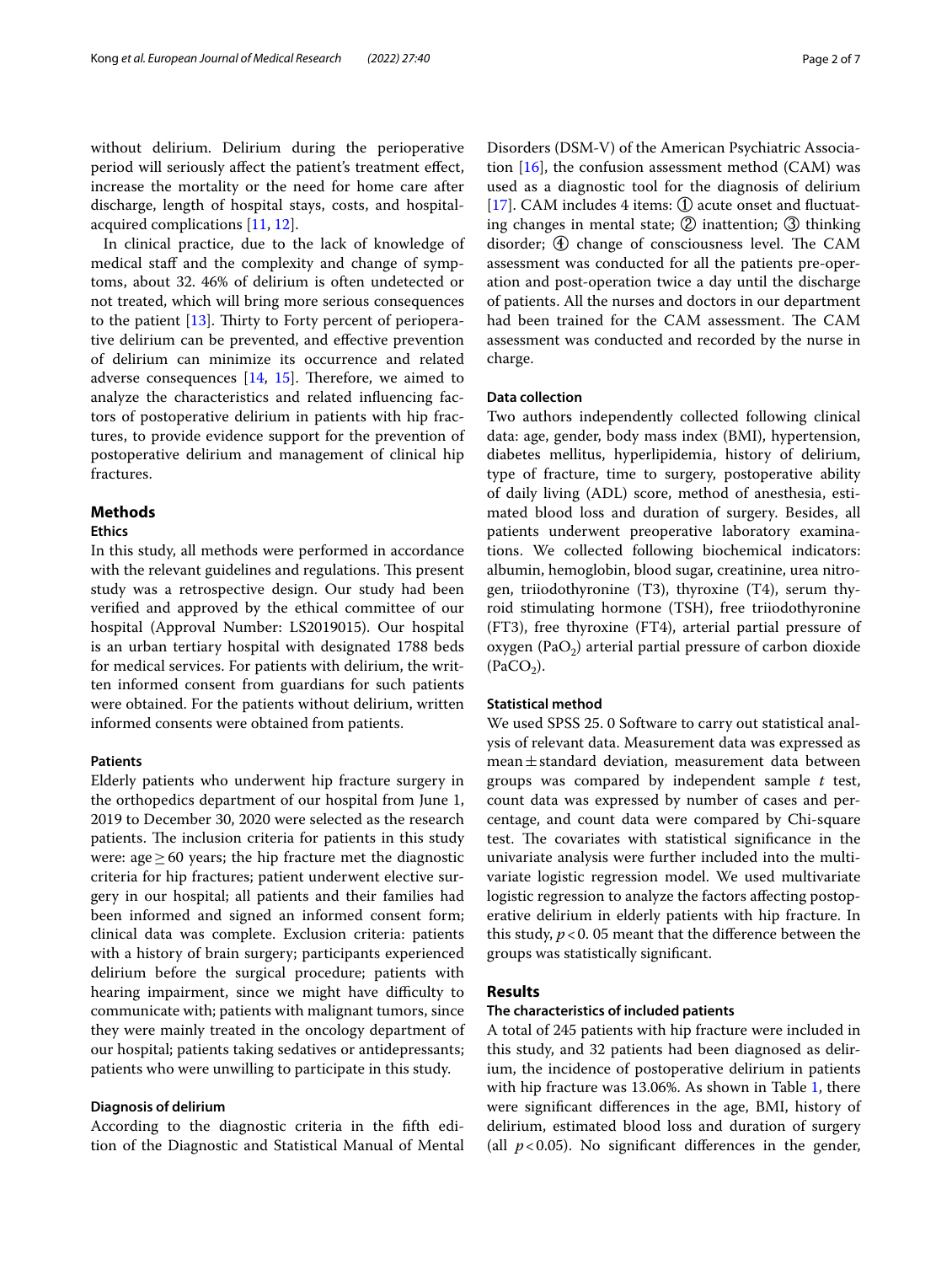without delirium. Delirium during the perioperative period will seriously affect the patient's treatment effect, increase the mortality or the need for home care after discharge, length of hospital stays, costs, and hospital-acquired complications [11, 12].

In clinical practice, due to the lack of knowledge of medical staff and the complexity and change of symptoms, about 32. 46% of delirium is often undetected or not treated, which will bring more serious consequences to the patient [13]. Thirty to Forty percent of perioperative delirium can be prevented, and effective prevention of delirium can minimize its occurrence and related adverse consequences [14, 15]. Therefore, we aimed to analyze the characteristics and related influencing factors of postoperative delirium in patients with hip fractures, to provide evidence support for the prevention of postoperative delirium and management of clinical hip fractures.

## Methods

### Ethics

In this study, all methods were performed in accordance with the relevant guidelines and regulations. This present study was a retrospective design. Our study had been verified and approved by the ethical committee of our hospital (Approval Number: LS2019015). Our hospital is an urban tertiary hospital with designated 1788 beds for medical services. For patients with delirium, the written informed consent from guardians for such patients were obtained. For the patients without delirium, written informed consents were obtained from patients.

### Patients

Elderly patients who underwent hip fracture surgery in the orthopedics department of our hospital from June 1, 2019 to December 30, 2020 were selected as the research patients. The inclusion criteria for patients in this study were: age ≥ 60 years; the hip fracture met the diagnostic criteria for hip fractures; patient underwent elective surgery in our hospital; all patients and their families had been informed and signed an informed consent form; clinical data was complete. Exclusion criteria: patients with a history of brain surgery; participants experienced delirium before the surgical procedure; patients with hearing impairment, since we might have difficulty to communicate with; patients with malignant tumors, since they were mainly treated in the oncology department of our hospital; patients taking sedatives or antidepressants; patients who were unwilling to participate in this study.

### Diagnosis of delirium

According to the diagnostic criteria in the fifth edition of the Diagnostic and Statistical Manual of Mental Disorders (DSM-V) of the American Psychiatric Association [16], the confusion assessment method (CAM) was used as a diagnostic tool for the diagnosis of delirium [17]. CAM includes 4 items: ① acute onset and fluctuating changes in mental state; ② inattention; ③ thinking disorder; ④ change of consciousness level. The CAM assessment was conducted for all the patients pre-operation and post-operation twice a day until the discharge of patients. All the nurses and doctors in our department had been trained for the CAM assessment. The CAM assessment was conducted and recorded by the nurse in charge.

### Data collection

Two authors independently collected following clinical data: age, gender, body mass index (BMI), hypertension, diabetes mellitus, hyperlipidemia, history of delirium, type of fracture, time to surgery, postoperative ability of daily living (ADL) score, method of anesthesia, estimated blood loss and duration of surgery. Besides, all patients underwent preoperative laboratory examinations. We collected following biochemical indicators: albumin, hemoglobin, blood sugar, creatinine, urea nitrogen, triiodothyronine (T3), thyroxine (T4), serum thyroid stimulating hormone (TSH), free triiodothyronine (FT3), free thyroxine (FT4), arterial partial pressure of oxygen ($PaO_2$) arterial partial pressure of carbon dioxide ($PaCO_2$).

### Statistical method

We used SPSS 25. 0 Software to carry out statistical analysis of relevant data. Measurement data was expressed as mean ± standard deviation, measurement data between groups was compared by independent sample *t* test, count data was expressed by number of cases and percentage, and count data were compared by Chi-square test. The covariates with statistical significance in the univariate analysis were further included into the multivariate logistic regression model. We used multivariate logistic regression to analyze the factors affecting postoperative delirium in elderly patients with hip fracture. In this study, $p < 0.05$ meant that the difference between the groups was statistically significant.

## Results

### The characteristics of included patients

A total of 245 patients with hip fracture were included in this study, and 32 patients had been diagnosed as delirium, the incidence of postoperative delirium in patients with hip fracture was 13.06%. As shown in Table 1, there were significant differences in the age, BMI, history of delirium, estimated blood loss and duration of surgery (all $p < 0.05$). No significant differences in the gender,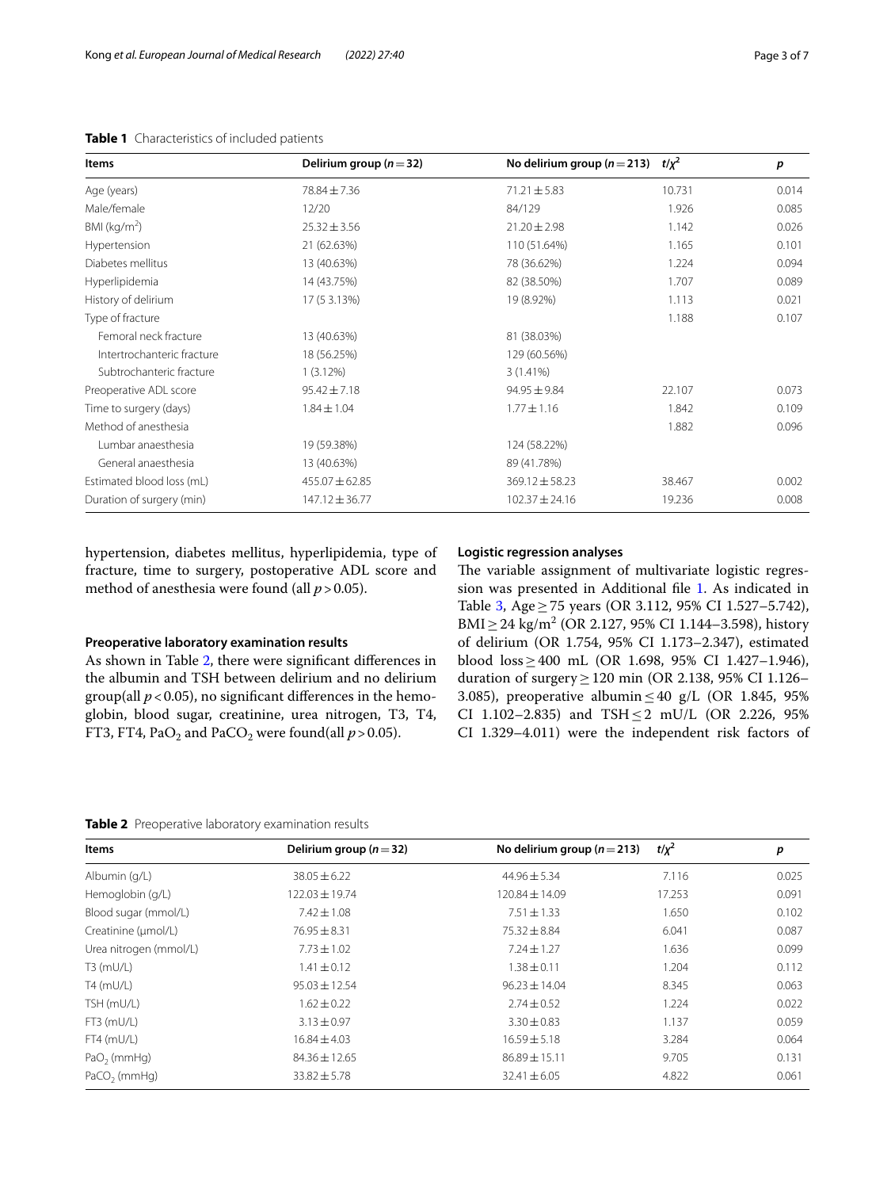**Table 1** Characteristics of included patients

| Items | Delirium group (*n* = 32) | No delirium group (*n* = 213) | $t/\chi^2$ | *p* |
|---|---|---|---|---|
| Age (years) | 78.84 ± 7.36 | 71.21 ± 5.83 | 10.731 | 0.014 |
| Male/female | 12/20 | 84/129 | 1.926 | 0.085 |
| BMI (kg/m$^2$) | 25.32 ± 3.56 | 21.20 ± 2.98 | 1.142 | 0.026 |
| Hypertension | 21 (62.63%) | 110 (51.64%) | 1.165 | 0.101 |
| Diabetes mellitus | 13 (40.63%) | 78 (36.62%) | 1.224 | 0.094 |
| Hyperlipidemia | 14 (43.75%) | 82 (38.50%) | 1.707 | 0.089 |
| History of delirium | 17 (5 3.13%) | 19 (8.92%) | 1.113 | 0.021 |
| Type of fracture | | | 1.188 | 0.107 |
| Femoral neck fracture | 13 (40.63%) | 81 (38.03%) | | |
| Intertrochanteric fracture | 18 (56.25%) | 129 (60.56%) | | |
| Subtrochanteric fracture | 1 (3.12%) | 3 (1.41%) | | |
| Preoperative ADL score | 95.42 ± 7.18 | 94.95 ± 9.84 | 22.107 | 0.073 |
| Time to surgery (days) | 1.84 ± 1.04 | 1.77 ± 1.16 | 1.842 | 0.109 |
| Method of anesthesia | | | 1.882 | 0.096 |
| Lumbar anaesthesia | 19 (59.38%) | 124 (58.22%) | | |
| General anaesthesia | 13 (40.63%) | 89 (41.78%) | | |
| Estimated blood loss (mL) | 455.07 ± 62.85 | 369.12 ± 58.23 | 38.467 | 0.002 |
| Duration of surgery (min) | 147.12 ± 36.77 | 102.37 ± 24.16 | 19.236 | 0.008 |

hypertension, diabetes mellitus, hyperlipidemia, type of fracture, time to surgery, postoperative ADL score and method of anesthesia were found (all $p > 0.05$).

### Preoperative laboratory examination results

As shown in Table 2, there were significant differences in the albumin and TSH between delirium and no delirium group(all $p < 0.05$), no significant differences in the hemoglobin, blood sugar, creatinine, urea nitrogen, T3, T4, FT3, FT4, $PaO_2$ and $PaCO_2$ were found(all $p > 0.05$).

### Logistic regression analyses

The variable assignment of multivariate logistic regression was presented in Additional file 1. As indicated in Table 3, Age ≥ 75 years (OR 3.112, 95% CI 1.527–5.742), BMI ≥ 24 kg/m$^2$ (OR 2.127, 95% CI 1.144–3.598), history of delirium (OR 1.754, 95% CI 1.173–2.347), estimated blood loss ≥ 400 mL (OR 1.698, 95% CI 1.427–1.946), duration of surgery ≥ 120 min (OR 2.138, 95% CI 1.126–3.085), preoperative albumin ≤ 40 g/L (OR 1.845, 95% CI 1.102–2.835) and TSH ≤ 2 mU/L (OR 2.226, 95% CI 1.329–4.011) were the independent risk factors of

**Table 2** Preoperative laboratory examination results

| Items | Delirium group (*n* = 32) | No delirium group (*n* = 213) | $t/\chi^2$ | *p* |
|---|---|---|---|---|
| Albumin (g/L) | 38.05 ± 6.22 | 44.96 ± 5.34 | 7.116 | 0.025 |
| Hemoglobin (g/L) | 122.03 ± 19.74 | 120.84 ± 14.09 | 17.253 | 0.091 |
| Blood sugar (mmol/L) | 7.42 ± 1.08 | 7.51 ± 1.33 | 1.650 | 0.102 |
| Creatinine (μmol/L) | 76.95 ± 8.31 | 75.32 ± 8.84 | 6.041 | 0.087 |
| Urea nitrogen (mmol/L) | 7.73 ± 1.02 | 7.24 ± 1.27 | 1.636 | 0.099 |
| T3 (mU/L) | 1.41 ± 0.12 | 1.38 ± 0.11 | 1.204 | 0.112 |
| T4 (mU/L) | 95.03 ± 12.54 | 96.23 ± 14.04 | 8.345 | 0.063 |
| TSH (mU/L) | 1.62 ± 0.22 | 2.74 ± 0.52 | 1.224 | 0.022 |
| FT3 (mU/L) | 3.13 ± 0.97 | 3.30 ± 0.83 | 1.137 | 0.059 |
| FT4 (mU/L) | 16.84 ± 4.03 | 16.59 ± 5.18 | 3.284 | 0.064 |
| $PaO_2$ (mmHg) | 84.36 ± 12.65 | 86.89 ± 15.11 | 9.705 | 0.131 |
| $PaCO_2$ (mmHg) | 33.82 ± 5.78 | 32.41 ± 6.05 | 4.822 | 0.061 |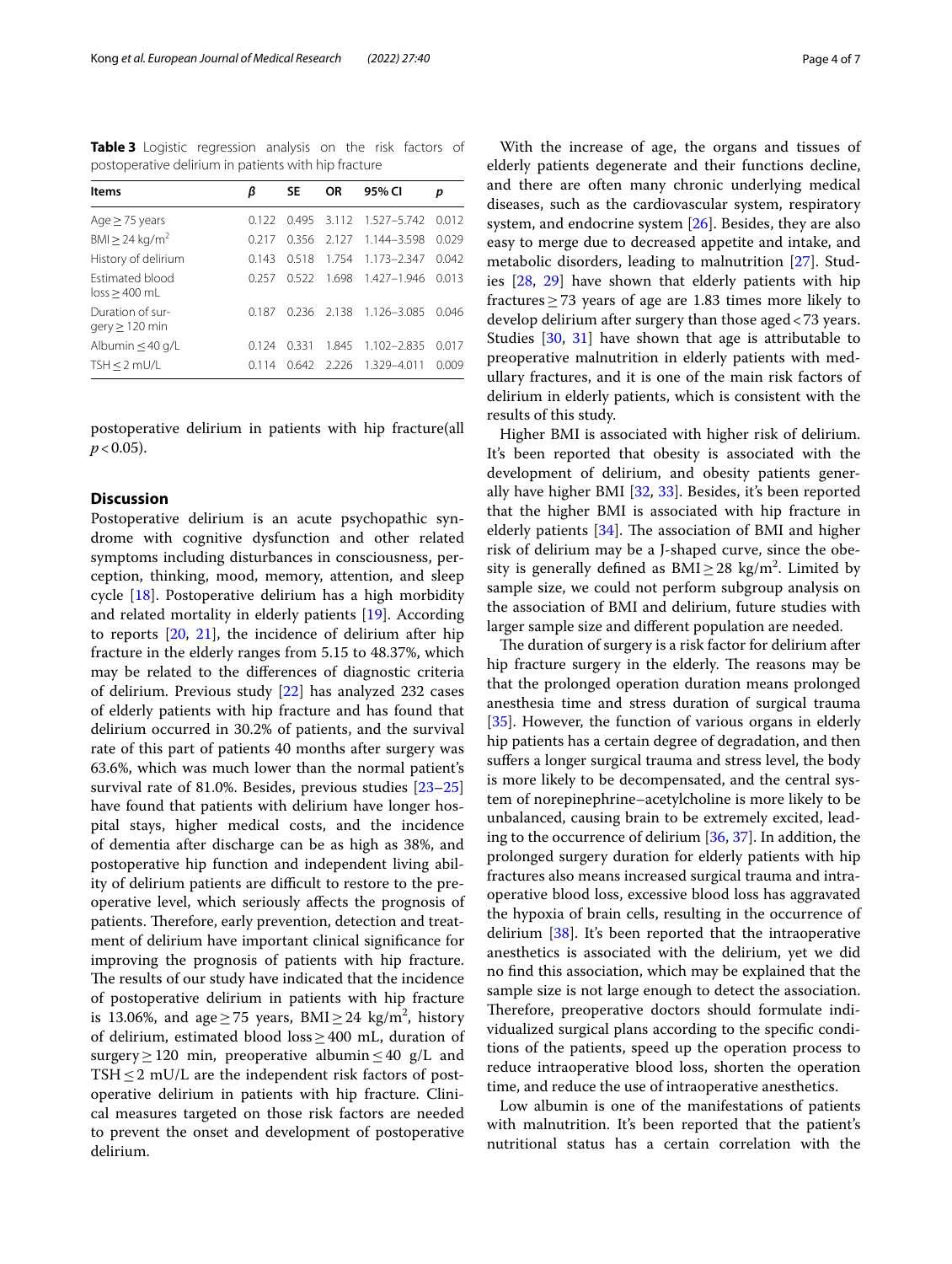**Table 3** Logistic regression analysis on the risk factors of postoperative delirium in patients with hip fracture

| Items | β | SE | OR | 95% CI | p |
|---|---|---|---|---|---|
| Age ≥ 75 years | 0.122 | 0.495 | 3.112 | 1.527–5.742 | 0.012 |
| BMI ≥ 24 kg/m$^2$ | 0.217 | 0.356 | 2.127 | 1.144–3.598 | 0.029 |
| History of delirium | 0.143 | 0.518 | 1.754 | 1.173–2.347 | 0.042 |
| Estimated blood loss ≥ 400 mL | 0.257 | 0.522 | 1.698 | 1.427–1.946 | 0.013 |
| Duration of surgery ≥ 120 min | 0.187 | 0.236 | 2.138 | 1.126–3.085 | 0.046 |
| Albumin ≤ 40 g/L | 0.124 | 0.331 | 1.845 | 1.102–2.835 | 0.017 |
| TSH ≤ 2 mU/L | 0.114 | 0.642 | 2.226 | 1.329–4.011 | 0.009 |

postoperative delirium in patients with hip fracture(all $p<0.05$).

## Discussion

Postoperative delirium is an acute psychopathic syndrome with cognitive dysfunction and other related symptoms including disturbances in consciousness, perception, thinking, mood, memory, attention, and sleep cycle [18]. Postoperative delirium has a high morbidity and related mortality in elderly patients [19]. According to reports [20, 21], the incidence of delirium after hip fracture in the elderly ranges from 5.15 to 48.37%, which may be related to the differences of diagnostic criteria of delirium. Previous study [22] has analyzed 232 cases of elderly patients with hip fracture and has found that delirium occurred in 30.2% of patients, and the survival rate of this part of patients 40 months after surgery was 63.6%, which was much lower than the normal patient's survival rate of 81.0%. Besides, previous studies [23–25] have found that patients with delirium have longer hospital stays, higher medical costs, and the incidence of dementia after discharge can be as high as 38%, and postoperative hip function and independent living ability of delirium patients are difficult to restore to the preoperative level, which seriously affects the prognosis of patients. Therefore, early prevention, detection and treatment of delirium have important clinical significance for improving the prognosis of patients with hip fracture. The results of our study have indicated that the incidence of postoperative delirium in patients with hip fracture is 13.06%, and age ≥ 75 years, BMI ≥ 24 kg/m$^2$, history of delirium, estimated blood loss ≥ 400 mL, duration of surgery ≥ 120 min, preoperative albumin ≤ 40 g/L and TSH ≤ 2 mU/L are the independent risk factors of postoperative delirium in patients with hip fracture. Clinical measures targeted on those risk factors are needed to prevent the onset and development of postoperative delirium.

With the increase of age, the organs and tissues of elderly patients degenerate and their functions decline, and there are often many chronic underlying medical diseases, such as the cardiovascular system, respiratory system, and endocrine system [26]. Besides, they are also easy to merge due to decreased appetite and intake, and metabolic disorders, leading to malnutrition [27]. Studies [28, 29] have shown that elderly patients with hip fractures ≥ 73 years of age are 1.83 times more likely to develop delirium after surgery than those aged < 73 years. Studies [30, 31] have shown that age is attributable to preoperative malnutrition in elderly patients with medullary fractures, and it is one of the main risk factors of delirium in elderly patients, which is consistent with the results of this study.

Higher BMI is associated with higher risk of delirium. It's been reported that obesity is associated with the development of delirium, and obesity patients generally have higher BMI [32, 33]. Besides, it's been reported that the higher BMI is associated with hip fracture in elderly patients [34]. The association of BMI and higher risk of delirium may be a J-shaped curve, since the obesity is generally defined as BMI ≥ 28 kg/m$^2$. Limited by sample size, we could not perform subgroup analysis on the association of BMI and delirium, future studies with larger sample size and different population are needed.

The duration of surgery is a risk factor for delirium after hip fracture surgery in the elderly. The reasons may be that the prolonged operation duration means prolonged anesthesia time and stress duration of surgical trauma [35]. However, the function of various organs in elderly hip patients has a certain degree of degradation, and then suffers a longer surgical trauma and stress level, the body is more likely to be decompensated, and the central system of norepinephrine–acetylcholine is more likely to be unbalanced, causing brain to be extremely excited, leading to the occurrence of delirium [36, 37]. In addition, the prolonged surgery duration for elderly patients with hip fractures also means increased surgical trauma and intraoperative blood loss, excessive blood loss has aggravated the hypoxia of brain cells, resulting in the occurrence of delirium [38]. It's been reported that the intraoperative anesthetics is associated with the delirium, yet we did no find this association, which may be explained that the sample size is not large enough to detect the association. Therefore, preoperative doctors should formulate individualized surgical plans according to the specific conditions of the patients, speed up the operation process to reduce intraoperative blood loss, shorten the operation time, and reduce the use of intraoperative anesthetics.

Low albumin is one of the manifestations of patients with malnutrition. It's been reported that the patient's nutritional status has a certain correlation with the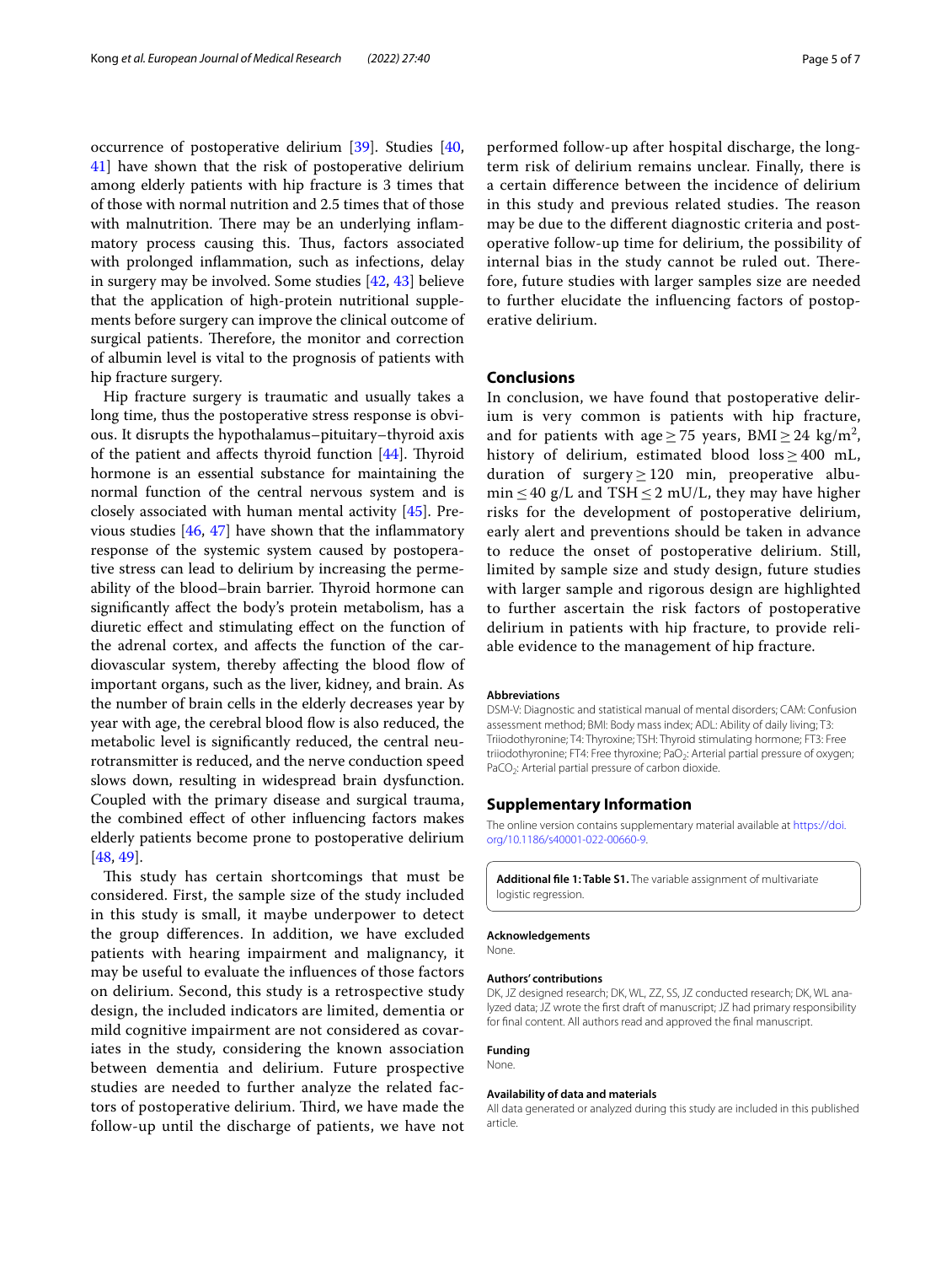occurrence of postoperative delirium [39]. Studies [40, 41] have shown that the risk of postoperative delirium among elderly patients with hip fracture is 3 times that of those with normal nutrition and 2.5 times that of those with malnutrition. There may be an underlying inflammatory process causing this. Thus, factors associated with prolonged inflammation, such as infections, delay in surgery may be involved. Some studies [42, 43] believe that the application of high-protein nutritional supplements before surgery can improve the clinical outcome of surgical patients. Therefore, the monitor and correction of albumin level is vital to the prognosis of patients with hip fracture surgery.

Hip fracture surgery is traumatic and usually takes a long time, thus the postoperative stress response is obvious. It disrupts the hypothalamus–pituitary–thyroid axis of the patient and affects thyroid function [44]. Thyroid hormone is an essential substance for maintaining the normal function of the central nervous system and is closely associated with human mental activity [45]. Previous studies [46, 47] have shown that the inflammatory response of the systemic system caused by postoperative stress can lead to delirium by increasing the permeability of the blood–brain barrier. Thyroid hormone can significantly affect the body's protein metabolism, has a diuretic effect and stimulating effect on the function of the adrenal cortex, and affects the function of the cardiovascular system, thereby affecting the blood flow of important organs, such as the liver, kidney, and brain. As the number of brain cells in the elderly decreases year by year with age, the cerebral blood flow is also reduced, the metabolic level is significantly reduced, the central neurotransmitter is reduced, and the nerve conduction speed slows down, resulting in widespread brain dysfunction. Coupled with the primary disease and surgical trauma, the combined effect of other influencing factors makes elderly patients become prone to postoperative delirium [48, 49].

This study has certain shortcomings that must be considered. First, the sample size of the study included in this study is small, it maybe underpower to detect the group differences. In addition, we have excluded patients with hearing impairment and malignancy, it may be useful to evaluate the influences of those factors on delirium. Second, this study is a retrospective study design, the included indicators are limited, dementia or mild cognitive impairment are not considered as covariates in the study, considering the known association between dementia and delirium. Future prospective studies are needed to further analyze the related factors of postoperative delirium. Third, we have made the follow-up until the discharge of patients, we have not performed follow-up after hospital discharge, the long-term risk of delirium remains unclear. Finally, there is a certain difference between the incidence of delirium in this study and previous related studies. The reason may be due to the different diagnostic criteria and postoperative follow-up time for delirium, the possibility of internal bias in the study cannot be ruled out. Therefore, future studies with larger samples size are needed to further elucidate the influencing factors of postoperative delirium.

## Conclusions

In conclusion, we have found that postoperative delirium is very common is patients with hip fracture, and for patients with age $\geq 75$ years, BMI $\geq 24$ kg/m$^2$, history of delirium, estimated blood loss $\geq 400$ mL, duration of surgery $\geq 120$ min, preoperative albumin $\leq 40$ g/L and TSH $\leq 2$ mU/L, they may have higher risks for the development of postoperative delirium, early alert and preventions should be taken in advance to reduce the onset of postoperative delirium. Still, limited by sample size and study design, future studies with larger sample and rigorous design are highlighted to further ascertain the risk factors of postoperative delirium in patients with hip fracture, to provide reliable evidence to the management of hip fracture.

#### Abbreviations

DSM-V: Diagnostic and statistical manual of mental disorders; CAM: Confusion assessment method; BMI: Body mass index; ADL: Ability of daily living; T3: Triiodothyronine; T4: Thyroxine; TSH: Thyroid stimulating hormone; FT3: Free triiodothyronine; FT4: Free thyroxine; $PaO_2$: Arterial partial pressure of oxygen; $PaCO_2$: Arterial partial pressure of carbon dioxide.

## Supplementary Information

The online version contains supplementary material available at https://doi.org/10.1186/s40001-022-00660-9.

**Additional file 1: Table S1.** The variable assignment of multivariate logistic regression.

#### Acknowledgements

None.

#### Authors' contributions

DK, JZ designed research; DK, WL, ZZ, SS, JZ conducted research; DK, WL analyzed data; JZ wrote the first draft of manuscript; JZ had primary responsibility for final content. All authors read and approved the final manuscript.

#### Funding

None.

#### Availability of data and materials

All data generated or analyzed during this study are included in this published article.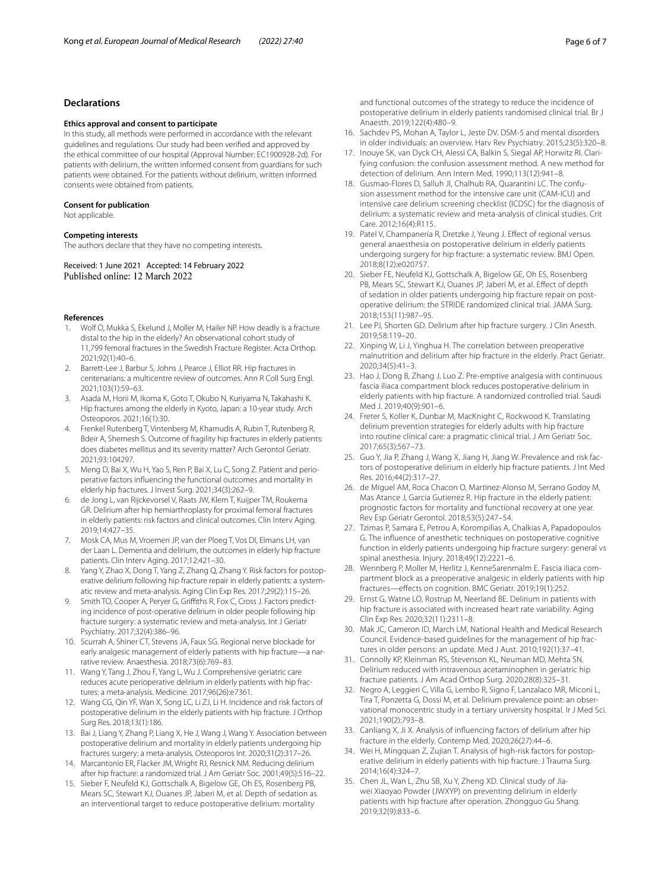## Declarations

### Ethics approval and consent to participate

In this study, all methods were performed in accordance with the relevant guidelines and regulations. Our study had been verified and approved by the ethical committee of our hospital (Approval Number: EC1900928-2d). For patients with delirium, the written informed consent from guardians for such patients were obtained. For the patients without delirium, written informed consents were obtained from patients.

### Consent for publication

Not applicable.

### Competing interests

The authors declare that they have no competing interests.

Received: 1 June 2021 Accepted: 14 February 2022
Published online: 12 March 2022

### References

1. Wolf O, Mukka S, Ekelund J, Moller M, Hailer NP. How deadly is a fracture distal to the hip in the elderly? An observational cohort study of 11,799 femoral fractures in the Swedish Fracture Register. Acta Orthop. 2021;92(1):40–6.
2. Barrett-Lee J, Barbur S, Johns J, Pearce J, Elliot RR. Hip fractures in centenarians: a multicentre review of outcomes. Ann R Coll Surg Engl. 2021;103(1):59–63.
3. Asada M, Horii M, Ikoma K, Goto T, Okubo N, Kuriyama N, Takahashi K. Hip fractures among the elderly in Kyoto, Japan: a 10-year study. Arch Osteoporos. 2021;16(1):30.
4. Frenkel Rutenberg T, Vintenberg M, Khamudis A, Rubin T, Rutenberg R, Bdeir A, Shemesh S. Outcome of fragility hip fractures in elderly patients: does diabetes mellitus and its severity matter? Arch Gerontol Geriatr. 2021;93:104297.
5. Meng D, Bai X, Wu H, Yao S, Ren P, Bai X, Lu C, Song Z. Patient and perioperative factors influencing the functional outcomes and mortality in elderly hip fractures. J Invest Surg. 2021;34(3):262–9.
6. de Jong L, van Rijckevorsel V, Raats JW, Klem T, Kuijper TM, Roukema GR. Delirium after hip hemiarthroplasty for proximal femoral fractures in elderly patients: risk factors and clinical outcomes. Clin Interv Aging. 2019;14:427–35.
7. Mosk CA, Mus M, Vroemen JP, van der Ploeg T, Vos DI, Elmans LH, van der Laan L. Dementia and delirium, the outcomes in elderly hip fracture patients. Clin Interv Aging. 2017;12:421–30.
8. Yang Y, Zhao X, Dong T, Yang Z, Zhang Q, Zhang Y. Risk factors for postoperative delirium following hip fracture repair in elderly patients: a systematic review and meta-analysis. Aging Clin Exp Res. 2017;29(2):115–26.
9. Smith TO, Cooper A, Peryer G, Griffiths R, Fox C, Cross J. Factors predicting incidence of post-operative delirium in older people following hip fracture surgery: a systematic review and meta-analysis. Int J Geriatr Psychiatry. 2017;32(4):386–96.
10. Scurrah A, Shiner CT, Stevens JA, Faux SG. Regional nerve blockade for early analgesic management of elderly patients with hip fracture—a narrative review. Anaesthesia. 2018;73(6):769–83.
11. Wang Y, Tang J, Zhou F, Yang L, Wu J. Comprehensive geriatric care reduces acute perioperative delirium in elderly patients with hip fractures: a meta-analysis. Medicine. 2017;96(26):e7361.
12. Wang CG, Qin YF, Wan X, Song LC, Li ZJ, Li H. Incidence and risk factors of postoperative delirium in the elderly patients with hip fracture. J Orthop Surg Res. 2018;13(1):186.
13. Bai J, Liang Y, Zhang P, Liang X, He J, Wang J, Wang Y. Association between postoperative delirium and mortality in elderly patients undergoing hip fractures surgery: a meta-analysis. Osteoporos Int. 2020;31(2):317–26.
14. Marcantonio ER, Flacker JM, Wright RJ, Resnick NM. Reducing delirium after hip fracture: a randomized trial. J Am Geriatr Soc. 2001;49(5):516–22.
15. Sieber F, Neufeld KJ, Gottschalk A, Bigelow GE, Oh ES, Rosenberg PB, Mears SC, Stewart KJ, Ouanes JP, Jaberi M, et al. Depth of sedation as an interventional target to reduce postoperative delirium: mortality and functional outcomes of the strategy to reduce the incidence of postoperative delirium in elderly patients randomised clinical trial. Br J Anaesth. 2019;122(4):480–9.
16. Sachdev PS, Mohan A, Taylor L, Jeste DV. DSM-5 and mental disorders in older individuals: an overview. Harv Rev Psychiatry. 2015;23(5):320–8.
17. Inouye SK, van Dyck CH, Alessi CA, Balkin S, Siegal AP, Horwitz RI. Clarifying confusion: the confusion assessment method. A new method for detection of delirium. Ann Intern Med. 1990;113(12):941–8.
18. Gusmao-Flores D, Salluh JI, Chalhub RA, Quarantini LC. The confusion assessment method for the intensive care unit (CAM-ICU) and intensive care delirium screening checklist (ICDSC) for the diagnosis of delirium: a systematic review and meta-analysis of clinical studies. Crit Care. 2012;16(4):R115.
19. Patel V, Champaneria R, Dretzke J, Yeung J. Effect of regional versus general anaesthesia on postoperative delirium in elderly patients undergoing surgery for hip fracture: a systematic review. BMJ Open. 2018;8(12):e020757.
20. Sieber FE, Neufeld KJ, Gottschalk A, Bigelow GE, Oh ES, Rosenberg PB, Mears SC, Stewart KJ, Ouanes JP, Jaberi M, et al. Effect of depth of sedation in older patients undergoing hip fracture repair on postoperative delirium: the STRIDE randomized clinical trial. JAMA Surg. 2018;153(11):987–95.
21. Lee PJ, Shorten GD. Delirium after hip fracture surgery. J Clin Anesth. 2019;58:119–20.
22. Xinping W, Li J, Yinghua H. The correlation between preoperative malnutrition and delirium after hip fracture in the elderly. Pract Geriatr. 2020;34(5):41–3.
23. Hao J, Dong B, Zhang J, Luo Z. Pre-emptive analgesia with continuous fascia iliaca compartment block reduces postoperative delirium in elderly patients with hip fracture. A randomized controlled trial. Saudi Med J. 2019;40(9):901–6.
24. Freter S, Koller K, Dunbar M, MacKnight C, Rockwood K. Translating delirium prevention strategies for elderly adults with hip fracture into routine clinical care: a pragmatic clinical trial. J Am Geriatr Soc. 2017;65(3):567–73.
25. Guo Y, Jia P, Zhang J, Wang X, Jiang H, Jiang W. Prevalence and risk factors of postoperative delirium in elderly hip fracture patients. J Int Med Res. 2016;44(2):317–27.
26. de Miguel AM, Roca Chacon O, Martinez-Alonso M, Serrano Godoy M, Mas Atance J, Garcia Gutierrez R. Hip fracture in the elderly patient: prognostic factors for mortality and functional recovery at one year. Rev Esp Geriatr Gerontol. 2018;53(5):247–54.
27. Tzimas P, Samara E, Petrou A, Korompilias A, Chalkias A, Papadopoulos G. The influence of anesthetic techniques on postoperative cognitive function in elderly patients undergoing hip fracture surgery: general vs spinal anesthesia. Injury. 2018;49(12):2221–6.
28. Wennberg P, Moller M, Herlitz J, KenneSarenmalm E. Fascia iliaca compartment block as a preoperative analgesic in elderly patients with hip fractures—effects on cognition. BMC Geriatr. 2019;19(1):252.
29. Ernst G, Watne LO, Rostrup M, Neerland BE. Delirium in patients with hip fracture is associated with increased heart rate variability. Aging Clin Exp Res. 2020;32(11):2311–8.
30. Mak JC, Cameron ID, March LM, National Health and Medical Research Council. Evidence-based guidelines for the management of hip fractures in older persons: an update. Med J Aust. 2010;192(1):37–41.
31. Connolly KP, Kleinman RS, Stevenson KL, Neuman MD, Mehta SN. Delirium reduced with intravenous acetaminophen in geriatric hip fracture patients. J Am Acad Orthop Surg. 2020;28(8):325–31.
32. Negro A, Leggieri C, Villa G, Lembo R, Signo F, Lanzalaco MR, Miconi L, Tira T, Ponzetta G, Dossi M, et al. Delirium prevalence point: an observational monocentric study in a tertiary university hospital. Ir J Med Sci. 2021;190(2):793–8.
33. Canliang X, Ji X. Analysis of influencing factors of delirium after hip fracture in the elderly. Contemp Med. 2020;26(27):44–6.
34. Wei H, Mingquan Z, Zujian T. Analysis of high-risk factors for postoperative delirium in elderly patients with hip fracture. J Trauma Surg. 2014;16(4):324–7.
35. Chen JL, Wan L, Zhu SB, Xu Y, Zheng XD. Clinical study of Jiawei Xiaoyao Powder (JWXYP) on preventing delirium in elderly patients with hip fracture after operation. Zhongguo Gu Shang. 2019;32(9):833–6.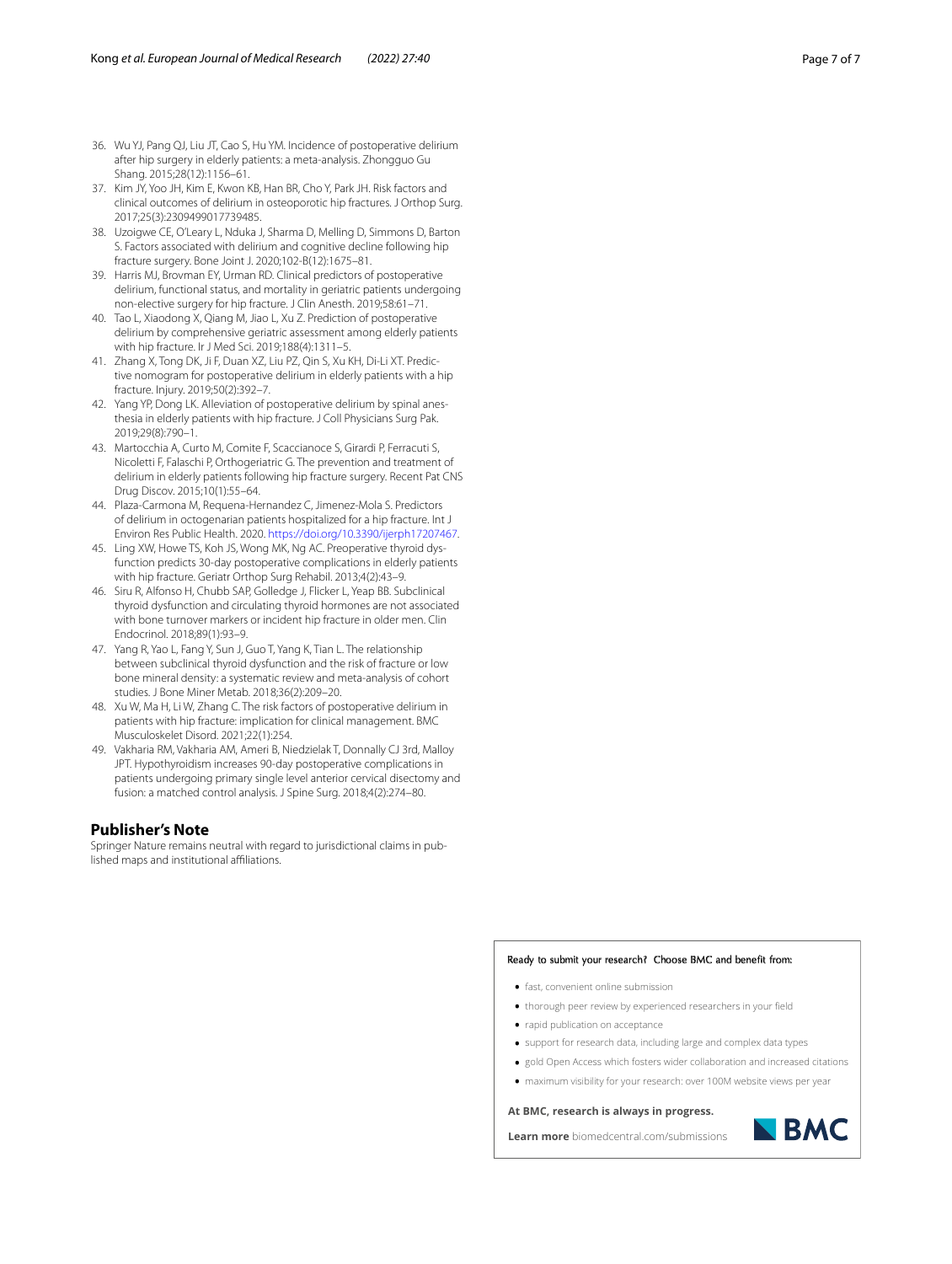36. Wu YJ, Pang QJ, Liu JT, Cao S, Hu YM. Incidence of postoperative delirium after hip surgery in elderly patients: a meta-analysis. Zhongguo Gu Shang. 2015;28(12):1156–61.
37. Kim JY, Yoo JH, Kim E, Kwon KB, Han BR, Cho Y, Park JH. Risk factors and clinical outcomes of delirium in osteoporotic hip fractures. J Orthop Surg. 2017;25(3):2309499017739485.
38. Uzoigwe CE, O'Leary L, Nduka J, Sharma D, Melling D, Simmons D, Barton S. Factors associated with delirium and cognitive decline following hip fracture surgery. Bone Joint J. 2020;102-B(12):1675–81.
39. Harris MJ, Brovman EY, Urman RD. Clinical predictors of postoperative delirium, functional status, and mortality in geriatric patients undergoing non-elective surgery for hip fracture. J Clin Anesth. 2019;58:61–71.
40. Tao L, Xiaodong X, Qiang M, Jiao L, Xu Z. Prediction of postoperative delirium by comprehensive geriatric assessment among elderly patients with hip fracture. Ir J Med Sci. 2019;188(4):1311–5.
41. Zhang X, Tong DK, Ji F, Duan XZ, Liu PZ, Qin S, Xu KH, Di-Li XT. Predictive nomogram for postoperative delirium in elderly patients with a hip fracture. Injury. 2019;50(2):392–7.
42. Yang YP, Dong LK. Alleviation of postoperative delirium by spinal anesthesia in elderly patients with hip fracture. J Coll Physicians Surg Pak. 2019;29(8):790–1.
43. Martocchia A, Curto M, Comite F, Scaccianoce S, Girardi P, Ferracuti S, Nicoletti F, Falaschi P, Orthogeriatric G. The prevention and treatment of delirium in elderly patients following hip fracture surgery. Recent Pat CNS Drug Discov. 2015;10(1):55–64.
44. Plaza-Carmona M, Requena-Hernandez C, Jimenez-Mola S. Predictors of delirium in octogenarian patients hospitalized for a hip fracture. Int J Environ Res Public Health. 2020. https://doi.org/10.3390/ijerph17207467.
45. Ling XW, Howe TS, Koh JS, Wong MK, Ng AC. Preoperative thyroid dysfunction predicts 30-day postoperative complications in elderly patients with hip fracture. Geriatr Orthop Surg Rehabil. 2013;4(2):43–9.
46. Siru R, Alfonso H, Chubb SAP, Golledge J, Flicker L, Yeap BB. Subclinical thyroid dysfunction and circulating thyroid hormones are not associated with bone turnover markers or incident hip fracture in older men. Clin Endocrinol. 2018;89(1):93–9.
47. Yang R, Yao L, Fang Y, Sun J, Guo T, Yang K, Tian L. The relationship between subclinical thyroid dysfunction and the risk of fracture or low bone mineral density: a systematic review and meta-analysis of cohort studies. J Bone Miner Metab. 2018;36(2):209–20.
48. Xu W, Ma H, Li W, Zhang C. The risk factors of postoperative delirium in patients with hip fracture: implication for clinical management. BMC Musculoskelet Disord. 2021;22(1):254.
49. Vakharia RM, Vakharia AM, Ameri B, Niedzielak T, Donnally CJ 3rd, Malloy JPT. Hypothyroidism increases 90-day postoperative complications in patients undergoing primary single level anterior cervical disectomy and fusion: a matched control analysis. J Spine Surg. 2018;4(2):274–80.

## Publisher's Note

Springer Nature remains neutral with regard to jurisdictional claims in published maps and institutional affiliations.

Ready to submit your research? Choose BMC and benefit from:

- fast, convenient online submission
- thorough peer review by experienced researchers in your field
- rapid publication on acceptance
- support for research data, including large and complex data types
- gold Open Access which fosters wider collaboration and increased citations
- maximum visibility for your research: over 100M website views per year

**At BMC, research is always in progress.**

**Learn more** biomedcentral.com/submissions

BMC